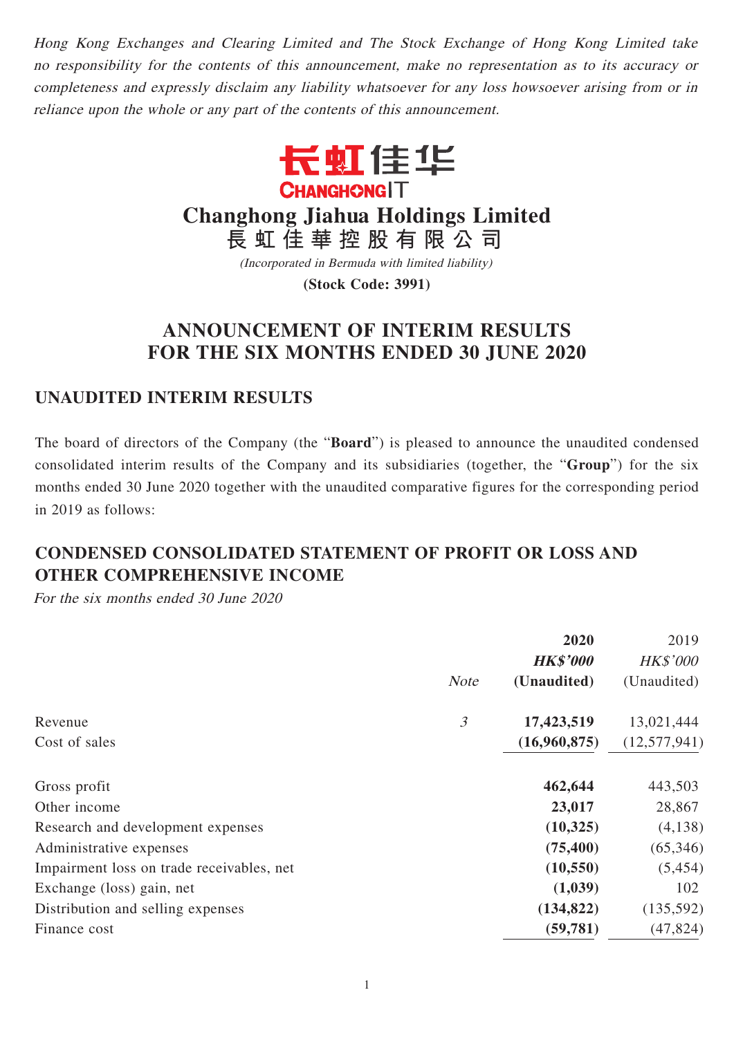*Hong Kong Exchanges and Clearing Limited and The Stock Exchange of Hong Kong Limited take no responsibility for the contents of this announcement, make no representation as to its accuracy or completeness and expressly disclaim any liability whatsoever for any loss howsoever arising from or in reliance upon the whole or any part of the contents of this announcement.*

长虹佳华
CHANGHONGIT

# Changhong Jiahua Holdings Limited
# 長虹佳華控股有限公司

*(Incorporated in Bermuda with limited liability)*

**(Stock Code: 3991)**

# ANNOUNCEMENT OF INTERIM RESULTS FOR THE SIX MONTHS ENDED 30 JUNE 2020

## UNAUDITED INTERIM RESULTS

The board of directors of the Company (the "**Board**") is pleased to announce the unaudited condensed consolidated interim results of the Company and its subsidiaries (together, the "**Group**") for the six months ended 30 June 2020 together with the unaudited comparative figures for the corresponding period in 2019 as follows:

## CONDENSED CONSOLIDATED STATEMENT OF PROFIT OR LOSS AND OTHER COMPREHENSIVE INCOME

*For the six months ended 30 June 2020*

| | *Note* | **2020** | 2019 |
|---|---|---|---|
| | | ***HK$'000*** | *HK$'000* |
| | | **(Unaudited)** | (Unaudited) |
| Revenue | *3* | **17,423,519** | 13,021,444 |
| Cost of sales | | **(16,960,875)** | (12,577,941) |
| Gross profit | | **462,644** | 443,503 |
| Other income | | **23,017** | 28,867 |
| Research and development expenses | | **(10,325)** | (4,138) |
| Administrative expenses | | **(75,400)** | (65,346) |
| Impairment loss on trade receivables, net | | **(10,550)** | (5,454) |
| Exchange (loss) gain, net | | **(1,039)** | 102 |
| Distribution and selling expenses | | **(134,822)** | (135,592) |
| Finance cost | | **(59,781)** | (47,824) |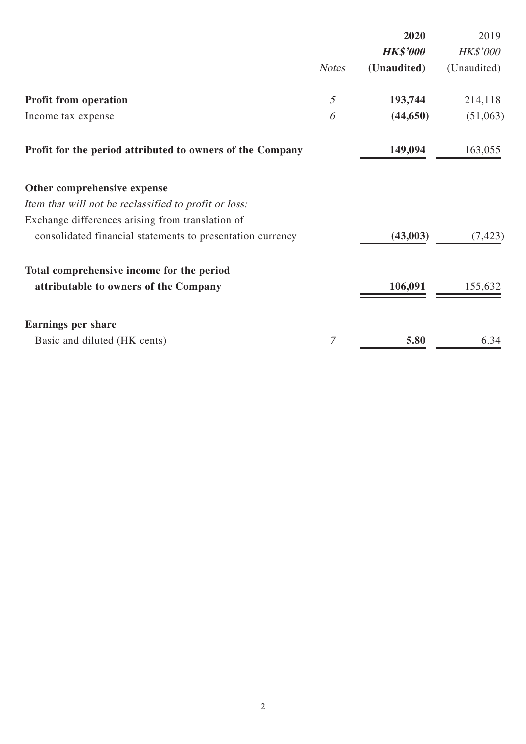| | Notes | 2020 HK$'000 (Unaudited) | 2019 HK$'000 (Unaudited) |
|---|---|---|---|
| **Profit from operation** | 5 | **193,744** | 214,118 |
| Income tax expense | 6 | **(44,650)** | (51,063) |
| **Profit for the period attributed to owners of the Company** | | **149,094** | 163,055 |
| **Other comprehensive expense** | | | |
| *Item that will not be reclassified to profit or loss:* | | | |
| Exchange differences arising from translation of consolidated financial statements to presentation currency | | **(43,003)** | (7,423) |
| **Total comprehensive income for the period attributable to owners of the Company** | | **106,091** | 155,632 |
| **Earnings per share** | | | |
| Basic and diluted (HK cents) | 7 | **5.80** | 6.34 |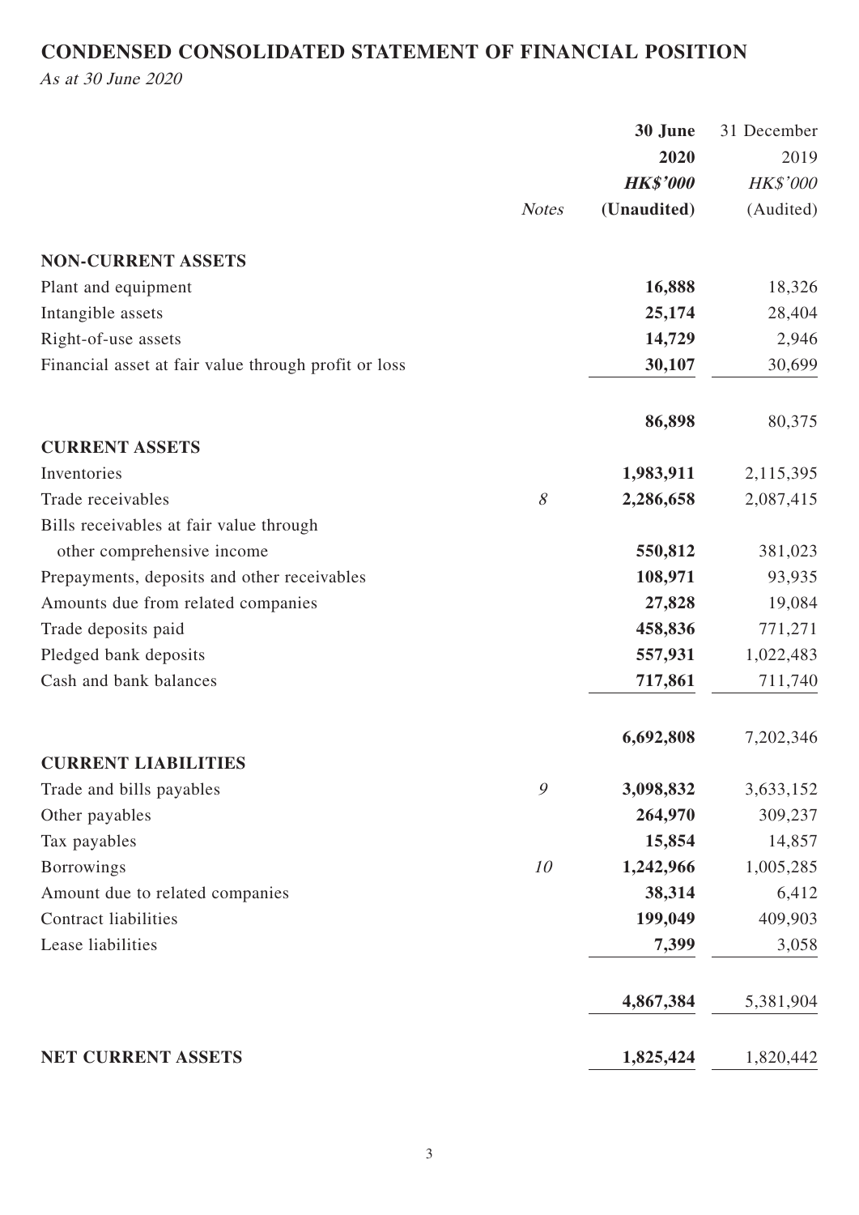# CONDENSED CONSOLIDATED STATEMENT OF FINANCIAL POSITION

*As at 30 June 2020*

| | Notes | **30 June 2020** | 31 December 2019 |
|---|---|---|---|
| | | ***HK$'000*** | *HK$'000* |
| | | **(Unaudited)** | (Audited) |
| **NON-CURRENT ASSETS** | | | |
| Plant and equipment | | **16,888** | 18,326 |
| Intangible assets | | **25,174** | 28,404 |
| Right-of-use assets | | **14,729** | 2,946 |
| Financial asset at fair value through profit or loss | | **30,107** | 30,699 |
| | | **86,898** | 80,375 |
| **CURRENT ASSETS** | | | |
| Inventories | | **1,983,911** | 2,115,395 |
| Trade receivables | *8* | **2,286,658** | 2,087,415 |
| Bills receivables at fair value through other comprehensive income | | **550,812** | 381,023 |
| Prepayments, deposits and other receivables | | **108,971** | 93,935 |
| Amounts due from related companies | | **27,828** | 19,084 |
| Trade deposits paid | | **458,836** | 771,271 |
| Pledged bank deposits | | **557,931** | 1,022,483 |
| Cash and bank balances | | **717,861** | 711,740 |
| | | **6,692,808** | 7,202,346 |
| **CURRENT LIABILITIES** | | | |
| Trade and bills payables | *9* | **3,098,832** | 3,633,152 |
| Other payables | | **264,970** | 309,237 |
| Tax payables | | **15,854** | 14,857 |
| Borrowings | *10* | **1,242,966** | 1,005,285 |
| Amount due to related companies | | **38,314** | 6,412 |
| Contract liabilities | | **199,049** | 409,903 |
| Lease liabilities | | **7,399** | 3,058 |
| | | **4,867,384** | 5,381,904 |
| **NET CURRENT ASSETS** | | **1,825,424** | 1,820,442 |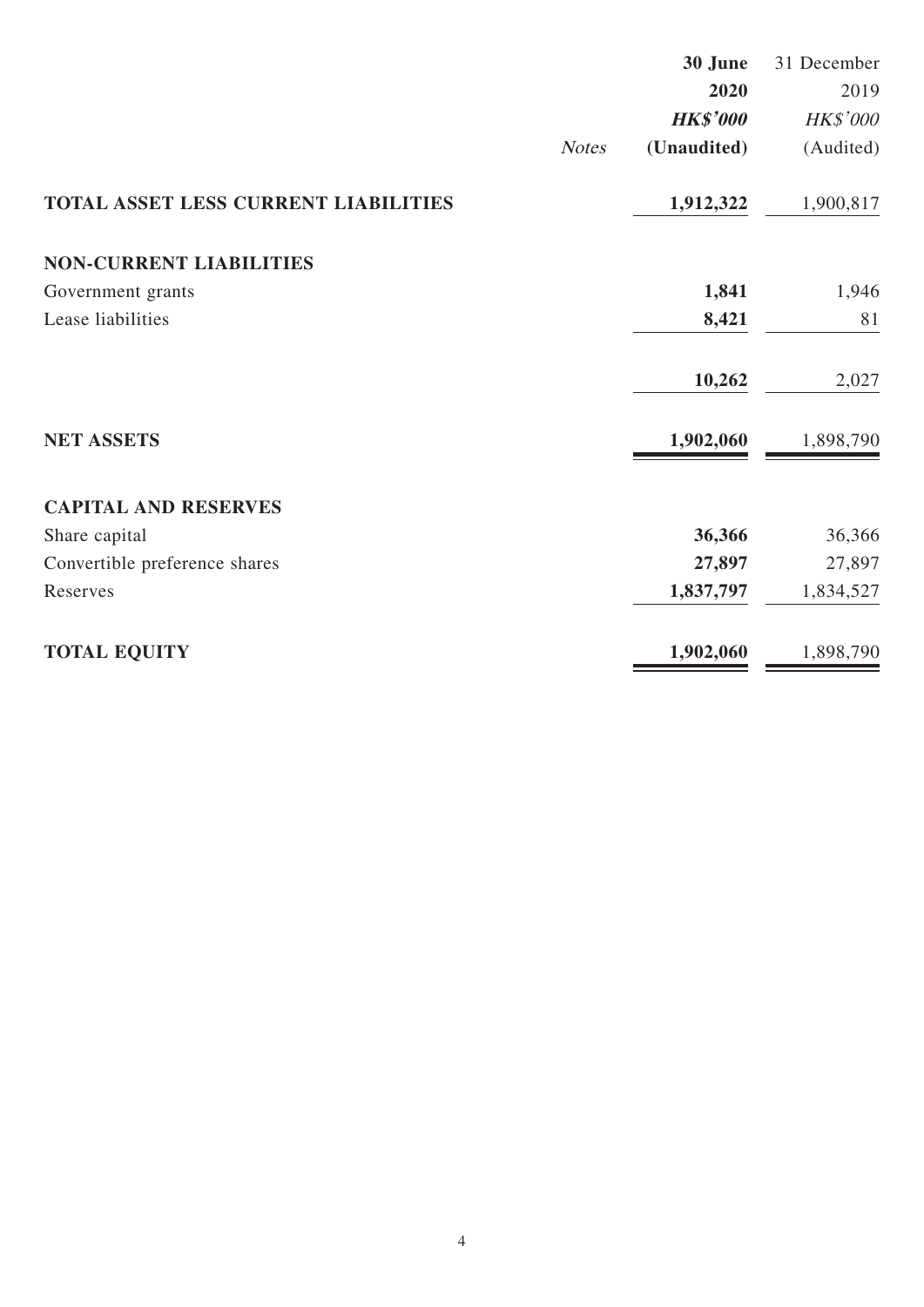| | Notes | 30 June 2020 HK$'000 (Unaudited) | 31 December 2019 HK$'000 (Audited) |
|---|---|---|---|
| **TOTAL ASSET LESS CURRENT LIABILITIES** | | **1,912,322** | 1,900,817 |
| **NON-CURRENT LIABILITIES** | | | |
| Government grants | | **1,841** | 1,946 |
| Lease liabilities | | **8,421** | 81 |
| | | **10,262** | 2,027 |
| **NET ASSETS** | | **1,902,060** | 1,898,790 |
| **CAPITAL AND RESERVES** | | | |
| Share capital | | **36,366** | 36,366 |
| Convertible preference shares | | **27,897** | 27,897 |
| Reserves | | **1,837,797** | 1,834,527 |
| **TOTAL EQUITY** | | **1,902,060** | 1,898,790 |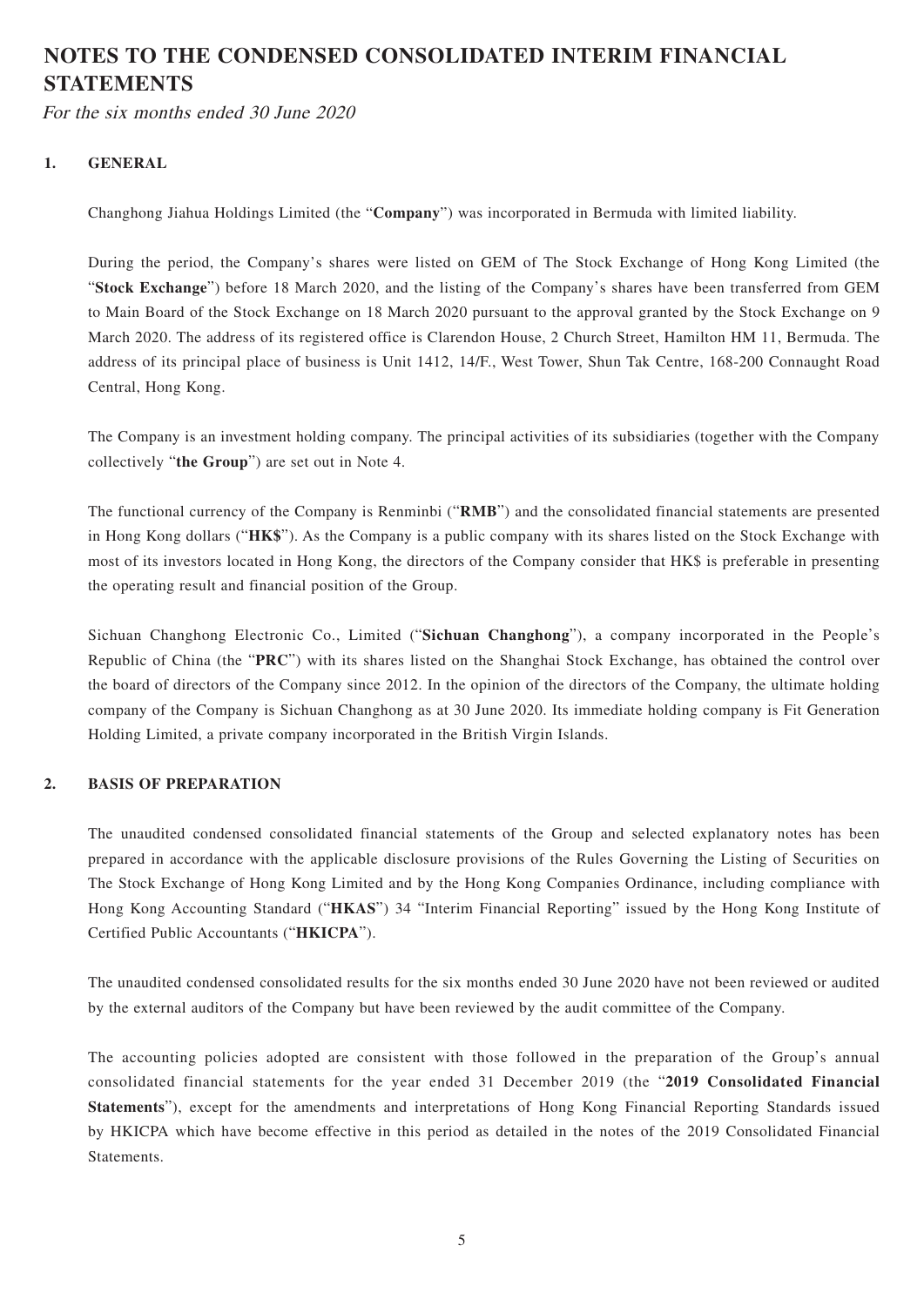# NOTES TO THE CONDENSED CONSOLIDATED INTERIM FINANCIAL STATEMENTS

*For the six months ended 30 June 2020*

## 1. GENERAL

Changhong Jiahua Holdings Limited (the "**Company**") was incorporated in Bermuda with limited liability.

During the period, the Company's shares were listed on GEM of The Stock Exchange of Hong Kong Limited (the "**Stock Exchange**") before 18 March 2020, and the listing of the Company's shares have been transferred from GEM to Main Board of the Stock Exchange on 18 March 2020 pursuant to the approval granted by the Stock Exchange on 9 March 2020. The address of its registered office is Clarendon House, 2 Church Street, Hamilton HM 11, Bermuda. The address of its principal place of business is Unit 1412, 14/F., West Tower, Shun Tak Centre, 168-200 Connaught Road Central, Hong Kong.

The Company is an investment holding company. The principal activities of its subsidiaries (together with the Company collectively "**the Group**") are set out in Note 4.

The functional currency of the Company is Renminbi ("**RMB**") and the consolidated financial statements are presented in Hong Kong dollars ("**HK$**"). As the Company is a public company with its shares listed on the Stock Exchange with most of its investors located in Hong Kong, the directors of the Company consider that HK$ is preferable in presenting the operating result and financial position of the Group.

Sichuan Changhong Electronic Co., Limited ("**Sichuan Changhong**"), a company incorporated in the People's Republic of China (the "**PRC**") with its shares listed on the Shanghai Stock Exchange, has obtained the control over the board of directors of the Company since 2012. In the opinion of the directors of the Company, the ultimate holding company of the Company is Sichuan Changhong as at 30 June 2020. Its immediate holding company is Fit Generation Holding Limited, a private company incorporated in the British Virgin Islands.

## 2. BASIS OF PREPARATION

The unaudited condensed consolidated financial statements of the Group and selected explanatory notes has been prepared in accordance with the applicable disclosure provisions of the Rules Governing the Listing of Securities on The Stock Exchange of Hong Kong Limited and by the Hong Kong Companies Ordinance, including compliance with Hong Kong Accounting Standard ("**HKAS**") 34 "Interim Financial Reporting" issued by the Hong Kong Institute of Certified Public Accountants ("**HKICPA**").

The unaudited condensed consolidated results for the six months ended 30 June 2020 have not been reviewed or audited by the external auditors of the Company but have been reviewed by the audit committee of the Company.

The accounting policies adopted are consistent with those followed in the preparation of the Group's annual consolidated financial statements for the year ended 31 December 2019 (the "**2019 Consolidated Financial Statements**"), except for the amendments and interpretations of Hong Kong Financial Reporting Standards issued by HKICPA which have become effective in this period as detailed in the notes of the 2019 Consolidated Financial Statements.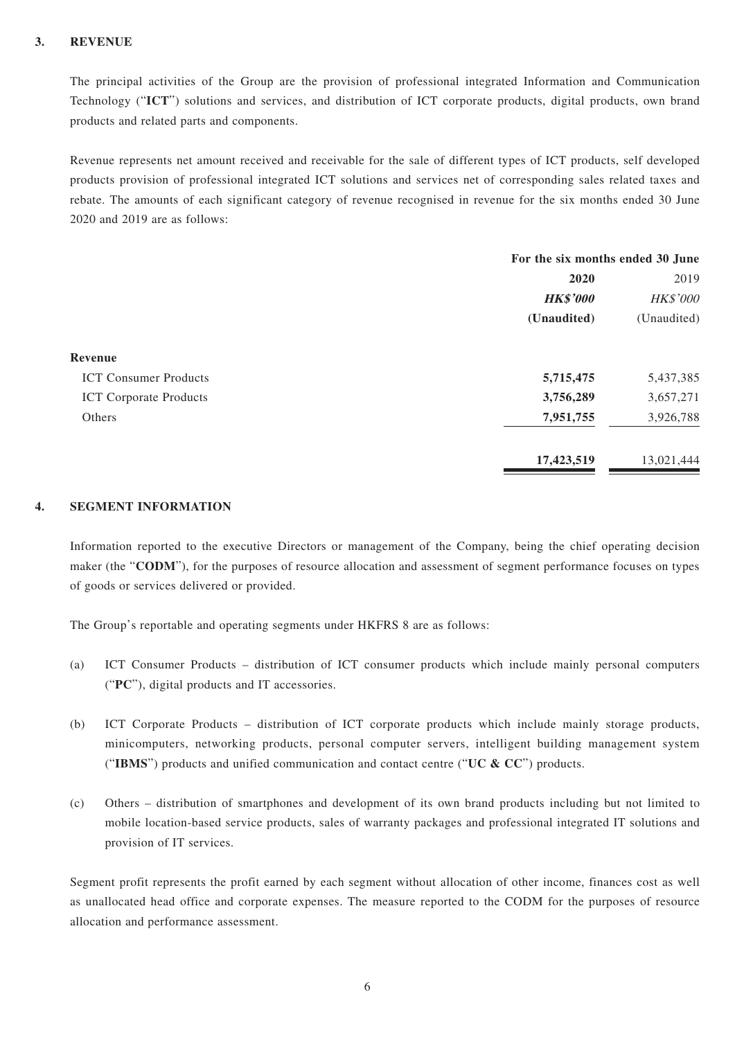## 3. REVENUE

The principal activities of the Group are the provision of professional integrated Information and Communication Technology ("**ICT**") solutions and services, and distribution of ICT corporate products, digital products, own brand products and related parts and components.

Revenue represents net amount received and receivable for the sale of different types of ICT products, self developed products provision of professional integrated ICT solutions and services net of corresponding sales related taxes and rebate. The amounts of each significant category of revenue recognised in revenue for the six months ended 30 June 2020 and 2019 are as follows:

| | For the six months ended 30 June | |
|---|---|---|
| | **2020** | 2019 |
| | ***HK$'000*** | *HK$'000* |
| | **(Unaudited)** | (Unaudited) |
| **Revenue** | | |
| ICT Consumer Products | **5,715,475** | 5,437,385 |
| ICT Corporate Products | **3,756,289** | 3,657,271 |
| Others | **7,951,755** | 3,926,788 |
| | **17,423,519** | 13,021,444 |

## 4. SEGMENT INFORMATION

Information reported to the executive Directors or management of the Company, being the chief operating decision maker (the "**CODM**"), for the purposes of resource allocation and assessment of segment performance focuses on types of goods or services delivered or provided.

The Group's reportable and operating segments under HKFRS 8 are as follows:

(a) ICT Consumer Products – distribution of ICT consumer products which include mainly personal computers ("**PC**"), digital products and IT accessories.

(b) ICT Corporate Products – distribution of ICT corporate products which include mainly storage products, minicomputers, networking products, personal computer servers, intelligent building management system ("**IBMS**") products and unified communication and contact centre ("**UC & CC**") products.

(c) Others – distribution of smartphones and development of its own brand products including but not limited to mobile location-based service products, sales of warranty packages and professional integrated IT solutions and provision of IT services.

Segment profit represents the profit earned by each segment without allocation of other income, finances cost as well as unallocated head office and corporate expenses. The measure reported to the CODM for the purposes of resource allocation and performance assessment.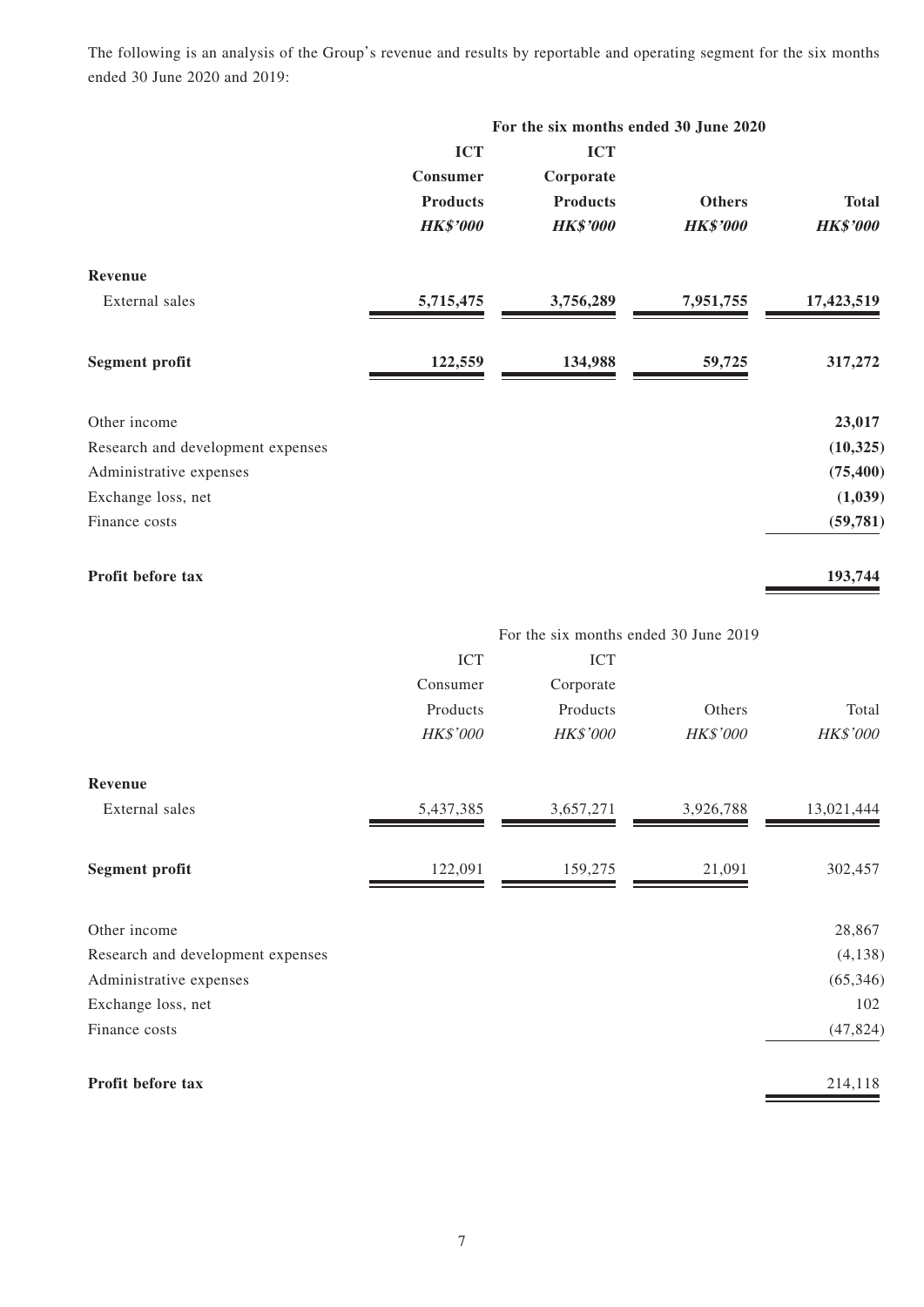The following is an analysis of the Group's revenue and results by reportable and operating segment for the six months ended 30 June 2020 and 2019:

| | **For the six months ended 30 June 2020** | | | |
|---|---|---|---|---|
| | **ICT Consumer Products** | **ICT Corporate Products** | **Others** | **Total** |
| | ***HK$'000*** | ***HK$'000*** | ***HK$'000*** | ***HK$'000*** |
| **Revenue** | | | | |
| External sales | **5,715,475** | **3,756,289** | **7,951,755** | **17,423,519** |
| **Segment profit** | **122,559** | **134,988** | **59,725** | **317,272** |
| Other income | | | | **23,017** |
| Research and development expenses | | | | **(10,325)** |
| Administrative expenses | | | | **(75,400)** |
| Exchange loss, net | | | | **(1,039)** |
| Finance costs | | | | **(59,781)** |
| **Profit before tax** | | | | **193,744** |

| | For the six months ended 30 June 2019 | | | |
|---|---|---|---|---|
| | ICT Consumer Products | ICT Corporate Products | Others | Total |
| | *HK$'000* | *HK$'000* | *HK$'000* | *HK$'000* |
| **Revenue** | | | | |
| External sales | 5,437,385 | 3,657,271 | 3,926,788 | 13,021,444 |
| **Segment profit** | 122,091 | 159,275 | 21,091 | 302,457 |
| Other income | | | | 28,867 |
| Research and development expenses | | | | (4,138) |
| Administrative expenses | | | | (65,346) |
| Exchange loss, net | | | | 102 |
| Finance costs | | | | (47,824) |
| **Profit before tax** | | | | 214,118 |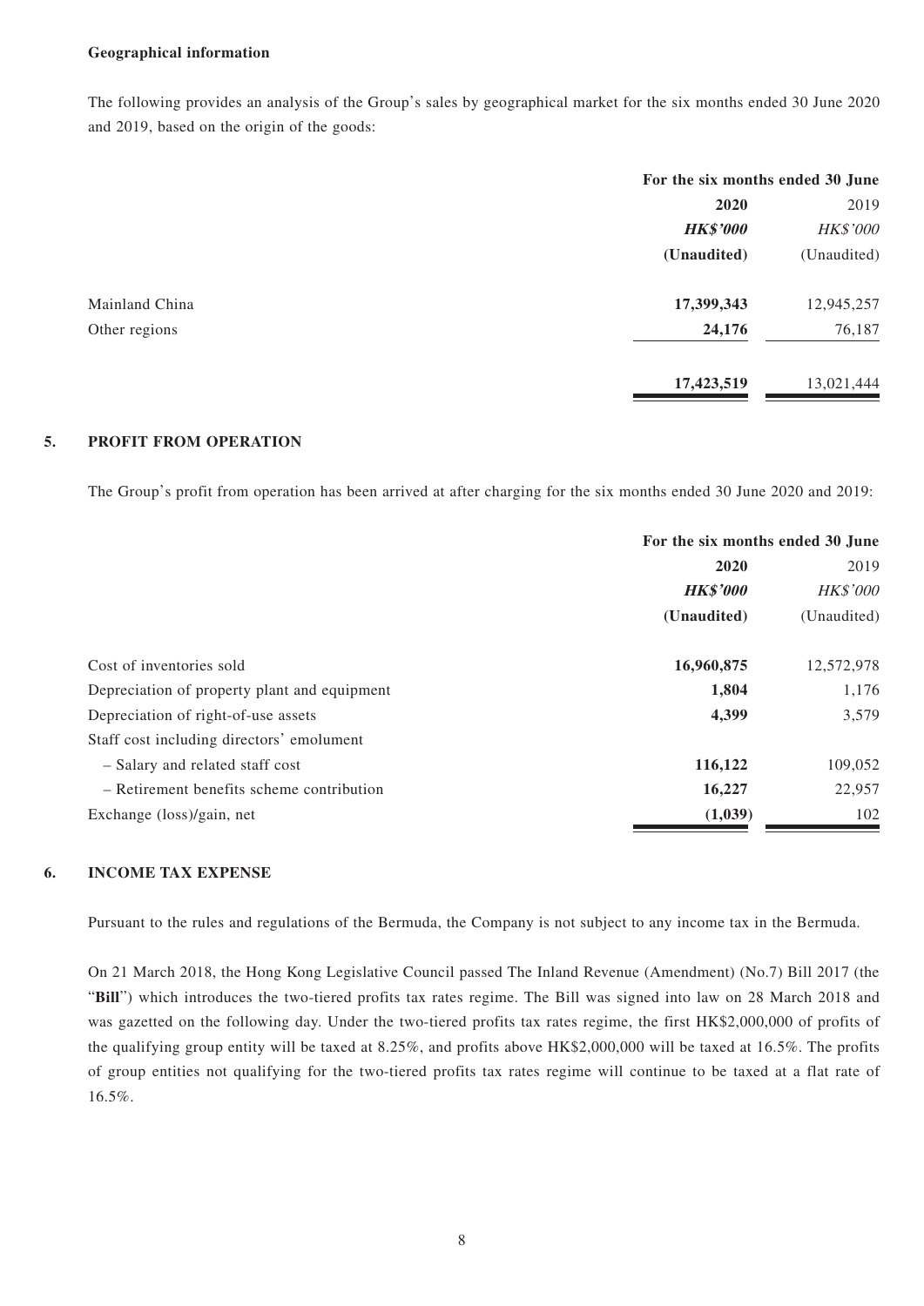**Geographical information**

The following provides an analysis of the Group's sales by geographical market for the six months ended 30 June 2020 and 2019, based on the origin of the goods:

| | For the six months ended 30 June | |
|---|---|---|
| | **2020** | 2019 |
| | ***HK$'000*** | *HK$'000* |
| | **(Unaudited)** | (Unaudited) |
| Mainland China | **17,399,343** | 12,945,257 |
| Other regions | **24,176** | 76,187 |
| | **17,423,519** | 13,021,444 |

## 5. PROFIT FROM OPERATION

The Group's profit from operation has been arrived at after charging for the six months ended 30 June 2020 and 2019:

| | For the six months ended 30 June | |
|---|---|---|
| | **2020** | 2019 |
| | ***HK$'000*** | *HK$'000* |
| | **(Unaudited)** | (Unaudited) |
| Cost of inventories sold | **16,960,875** | 12,572,978 |
| Depreciation of property plant and equipment | **1,804** | 1,176 |
| Depreciation of right-of-use assets | **4,399** | 3,579 |
| Staff cost including directors' emolument | | |
| – Salary and related staff cost | **116,122** | 109,052 |
| – Retirement benefits scheme contribution | **16,227** | 22,957 |
| Exchange (loss)/gain, net | **(1,039)** | 102 |

## 6. INCOME TAX EXPENSE

Pursuant to the rules and regulations of the Bermuda, the Company is not subject to any income tax in the Bermuda.

On 21 March 2018, the Hong Kong Legislative Council passed The Inland Revenue (Amendment) (No.7) Bill 2017 (the "**Bill**") which introduces the two-tiered profits tax rates regime. The Bill was signed into law on 28 March 2018 and was gazetted on the following day. Under the two-tiered profits tax rates regime, the first HK$2,000,000 of profits of the qualifying group entity will be taxed at 8.25%, and profits above HK$2,000,000 will be taxed at 16.5%. The profits of group entities not qualifying for the two-tiered profits tax rates regime will continue to be taxed at a flat rate of 16.5%.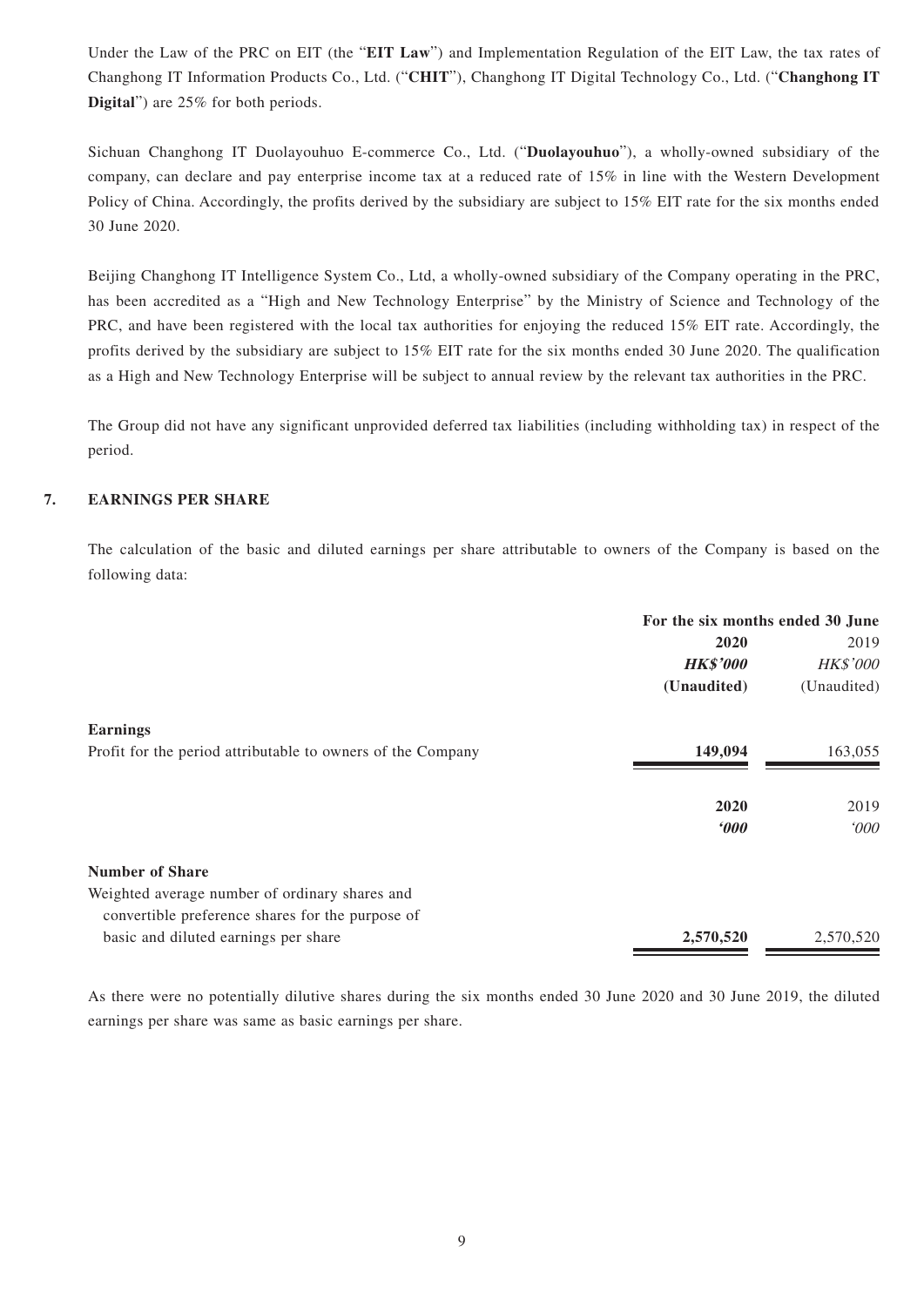Under the Law of the PRC on EIT (the "**EIT Law**") and Implementation Regulation of the EIT Law, the tax rates of Changhong IT Information Products Co., Ltd. ("**CHIT**"), Changhong IT Digital Technology Co., Ltd. ("**Changhong IT Digital**") are 25% for both periods.

Sichuan Changhong IT Duolayouhuo E-commerce Co., Ltd. ("**Duolayouhuo**"), a wholly-owned subsidiary of the company, can declare and pay enterprise income tax at a reduced rate of 15% in line with the Western Development Policy of China. Accordingly, the profits derived by the subsidiary are subject to 15% EIT rate for the six months ended 30 June 2020.

Beijing Changhong IT Intelligence System Co., Ltd, a wholly-owned subsidiary of the Company operating in the PRC, has been accredited as a "High and New Technology Enterprise" by the Ministry of Science and Technology of the PRC, and have been registered with the local tax authorities for enjoying the reduced 15% EIT rate. Accordingly, the profits derived by the subsidiary are subject to 15% EIT rate for the six months ended 30 June 2020. The qualification as a High and New Technology Enterprise will be subject to annual review by the relevant tax authorities in the PRC.

The Group did not have any significant unprovided deferred tax liabilities (including withholding tax) in respect of the period.

## 7. EARNINGS PER SHARE

The calculation of the basic and diluted earnings per share attributable to owners of the Company is based on the following data:

| | For the six months ended 30 June | |
|---|---|---|
| | **2020** | 2019 |
| | ***HK$'000*** | *HK$'000* |
| | **(Unaudited)** | (Unaudited) |
| **Earnings** | | |
| Profit for the period attributable to owners of the Company | **149,094** | 163,055 |
| | **2020** | 2019 |
| | ***'000*** | *'000* |
| **Number of Share** | | |
| Weighted average number of ordinary shares and convertible preference shares for the purpose of basic and diluted earnings per share | **2,570,520** | 2,570,520 |

As there were no potentially dilutive shares during the six months ended 30 June 2020 and 30 June 2019, the diluted earnings per share was same as basic earnings per share.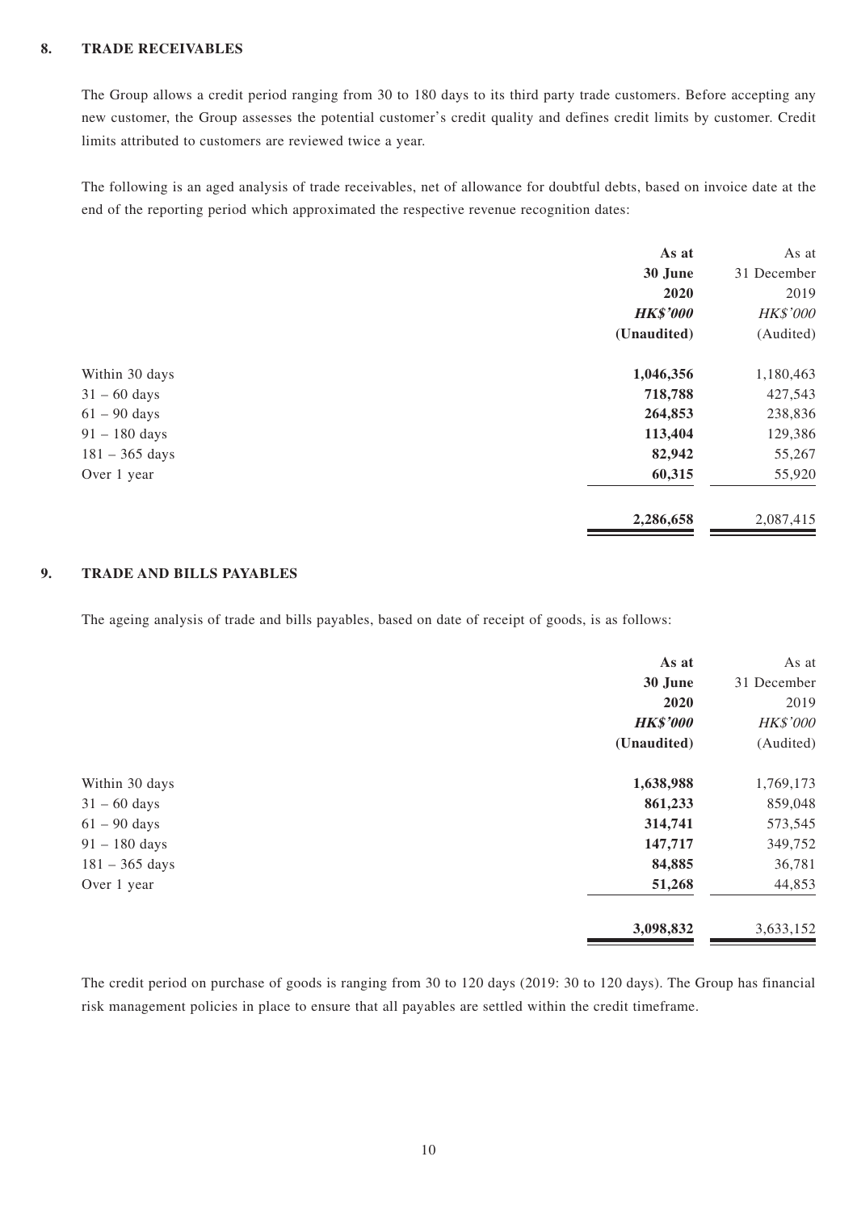## 8. TRADE RECEIVABLES

The Group allows a credit period ranging from 30 to 180 days to its third party trade customers. Before accepting any new customer, the Group assesses the potential customer's credit quality and defines credit limits by customer. Credit limits attributed to customers are reviewed twice a year.

The following is an aged analysis of trade receivables, net of allowance for doubtful debts, based on invoice date at the end of the reporting period which approximated the respective revenue recognition dates:

| | As at 30 June 2020 HK$'000 (Unaudited) | As at 31 December 2019 HK$'000 (Audited) |
|---|---|---|
| Within 30 days | **1,046,356** | 1,180,463 |
| 31 – 60 days | **718,788** | 427,543 |
| 61 – 90 days | **264,853** | 238,836 |
| 91 – 180 days | **113,404** | 129,386 |
| 181 – 365 days | **82,942** | 55,267 |
| Over 1 year | **60,315** | 55,920 |
| | **2,286,658** | 2,087,415 |

## 9. TRADE AND BILLS PAYABLES

The ageing analysis of trade and bills payables, based on date of receipt of goods, is as follows:

| | As at 30 June 2020 HK$'000 (Unaudited) | As at 31 December 2019 HK$'000 (Audited) |
|---|---|---|
| Within 30 days | **1,638,988** | 1,769,173 |
| 31 – 60 days | **861,233** | 859,048 |
| 61 – 90 days | **314,741** | 573,545 |
| 91 – 180 days | **147,717** | 349,752 |
| 181 – 365 days | **84,885** | 36,781 |
| Over 1 year | **51,268** | 44,853 |
| | **3,098,832** | 3,633,152 |

The credit period on purchase of goods is ranging from 30 to 120 days (2019: 30 to 120 days). The Group has financial risk management policies in place to ensure that all payables are settled within the credit timeframe.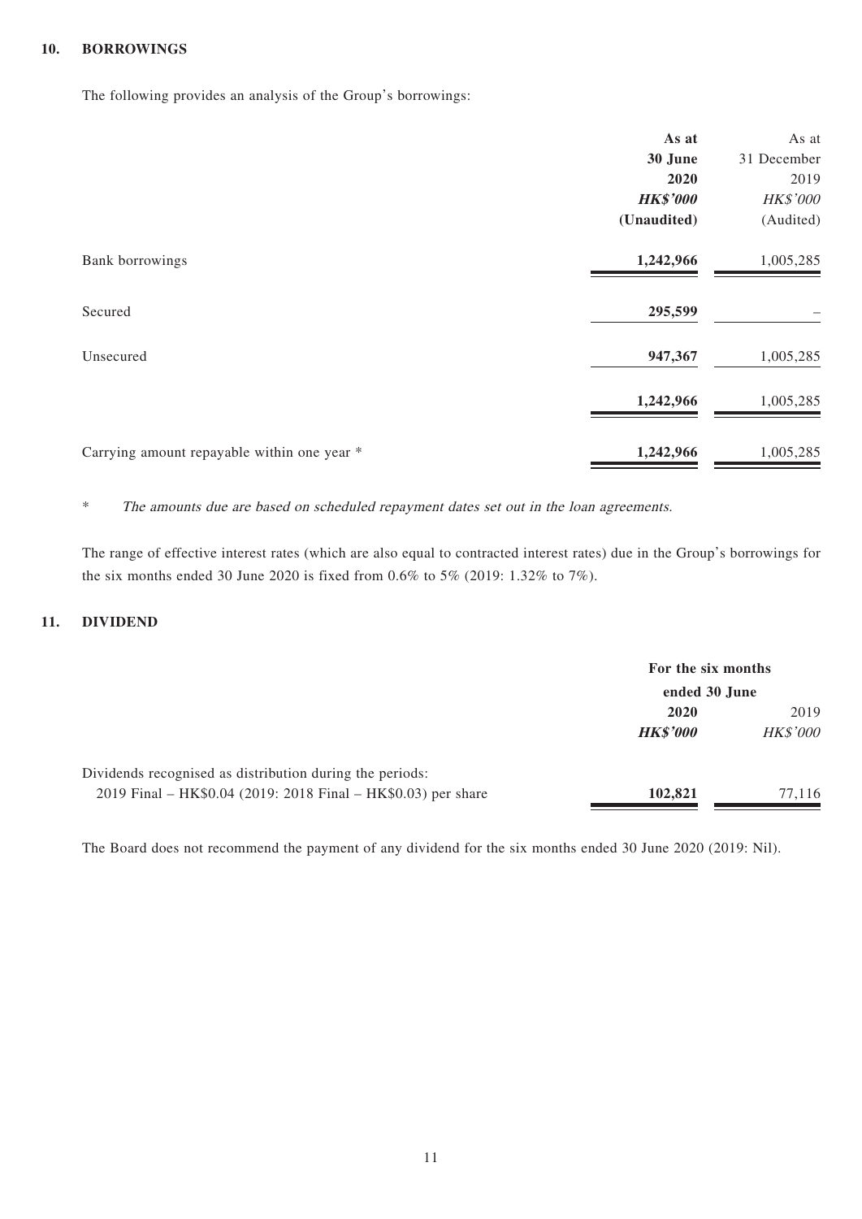## 10. BORROWINGS

The following provides an analysis of the Group's borrowings:

| | **As at 30 June 2020** | As at 31 December 2019 |
|---|---|---|
| | ***HK$'000*** | *HK$'000* |
| | **(Unaudited)** | (Audited) |
| Bank borrowings | **1,242,966** | 1,005,285 |
| Secured | **295,599** | – |
| Unsecured | **947,367** | 1,005,285 |
| | **1,242,966** | 1,005,285 |
| Carrying amount repayable within one year * | **1,242,966** | 1,005,285 |

\* *The amounts due are based on scheduled repayment dates set out in the loan agreements.*

The range of effective interest rates (which are also equal to contracted interest rates) due in the Group's borrowings for the six months ended 30 June 2020 is fixed from 0.6% to 5% (2019: 1.32% to 7%).

## 11. DIVIDEND

| | **For the six months ended 30 June** | |
|---|---|---|
| | **2020** | 2019 |
| | ***HK$'000*** | *HK$'000* |
| Dividends recognised as distribution during the periods: | | |
| 2019 Final – HK$0.04 (2019: 2018 Final – HK$0.03) per share | **102,821** | 77,116 |

The Board does not recommend the payment of any dividend for the six months ended 30 June 2020 (2019: Nil).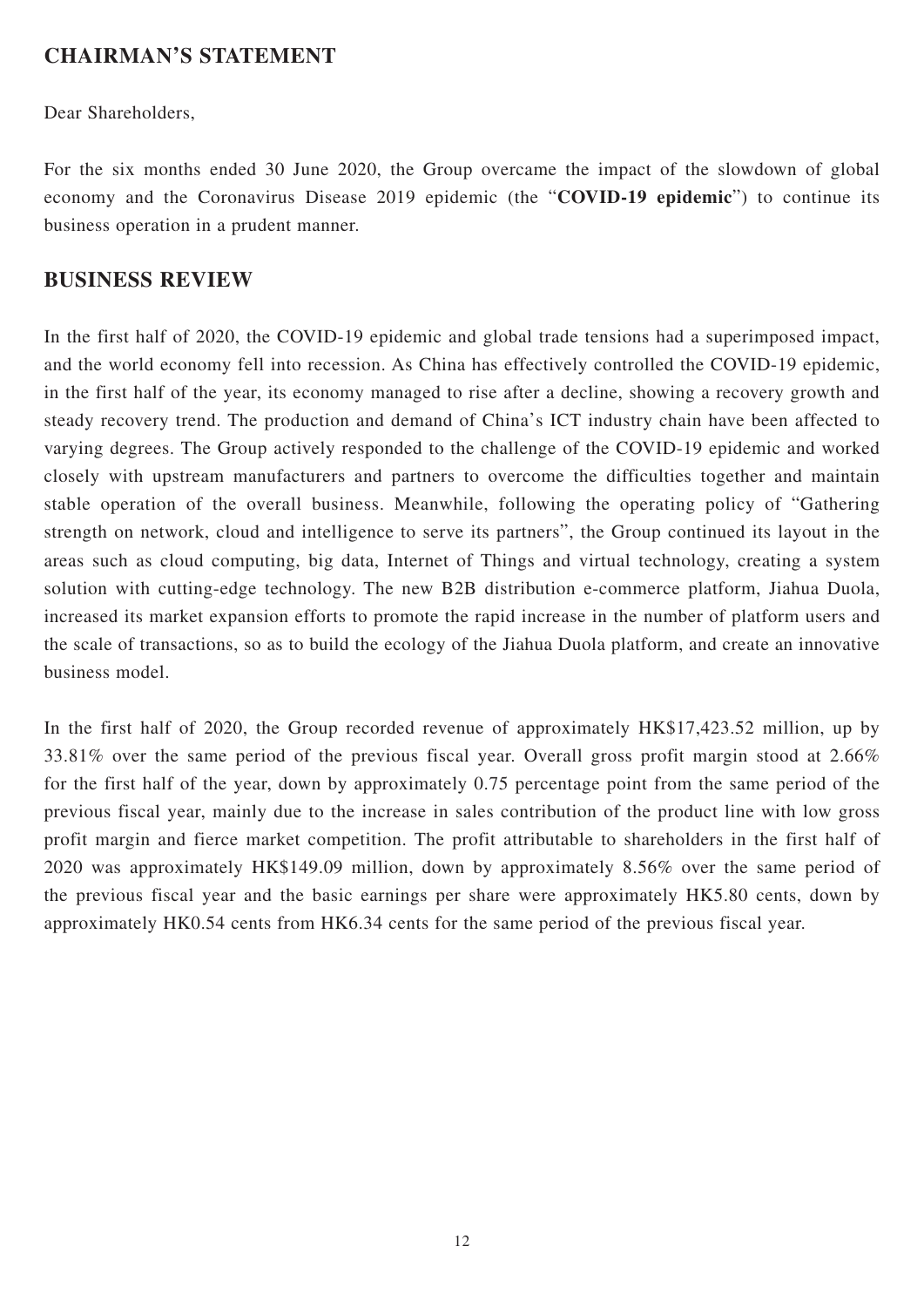## CHAIRMAN'S STATEMENT

Dear Shareholders,

For the six months ended 30 June 2020, the Group overcame the impact of the slowdown of global economy and the Coronavirus Disease 2019 epidemic (the "**COVID-19 epidemic**") to continue its business operation in a prudent manner.

## BUSINESS REVIEW

In the first half of 2020, the COVID-19 epidemic and global trade tensions had a superimposed impact, and the world economy fell into recession. As China has effectively controlled the COVID-19 epidemic, in the first half of the year, its economy managed to rise after a decline, showing a recovery growth and steady recovery trend. The production and demand of China's ICT industry chain have been affected to varying degrees. The Group actively responded to the challenge of the COVID-19 epidemic and worked closely with upstream manufacturers and partners to overcome the difficulties together and maintain stable operation of the overall business. Meanwhile, following the operating policy of "Gathering strength on network, cloud and intelligence to serve its partners", the Group continued its layout in the areas such as cloud computing, big data, Internet of Things and virtual technology, creating a system solution with cutting-edge technology. The new B2B distribution e-commerce platform, Jiahua Duola, increased its market expansion efforts to promote the rapid increase in the number of platform users and the scale of transactions, so as to build the ecology of the Jiahua Duola platform, and create an innovative business model.

In the first half of 2020, the Group recorded revenue of approximately HK$17,423.52 million, up by 33.81% over the same period of the previous fiscal year. Overall gross profit margin stood at 2.66% for the first half of the year, down by approximately 0.75 percentage point from the same period of the previous fiscal year, mainly due to the increase in sales contribution of the product line with low gross profit margin and fierce market competition. The profit attributable to shareholders in the first half of 2020 was approximately HK$149.09 million, down by approximately 8.56% over the same period of the previous fiscal year and the basic earnings per share were approximately HK5.80 cents, down by approximately HK0.54 cents from HK6.34 cents for the same period of the previous fiscal year.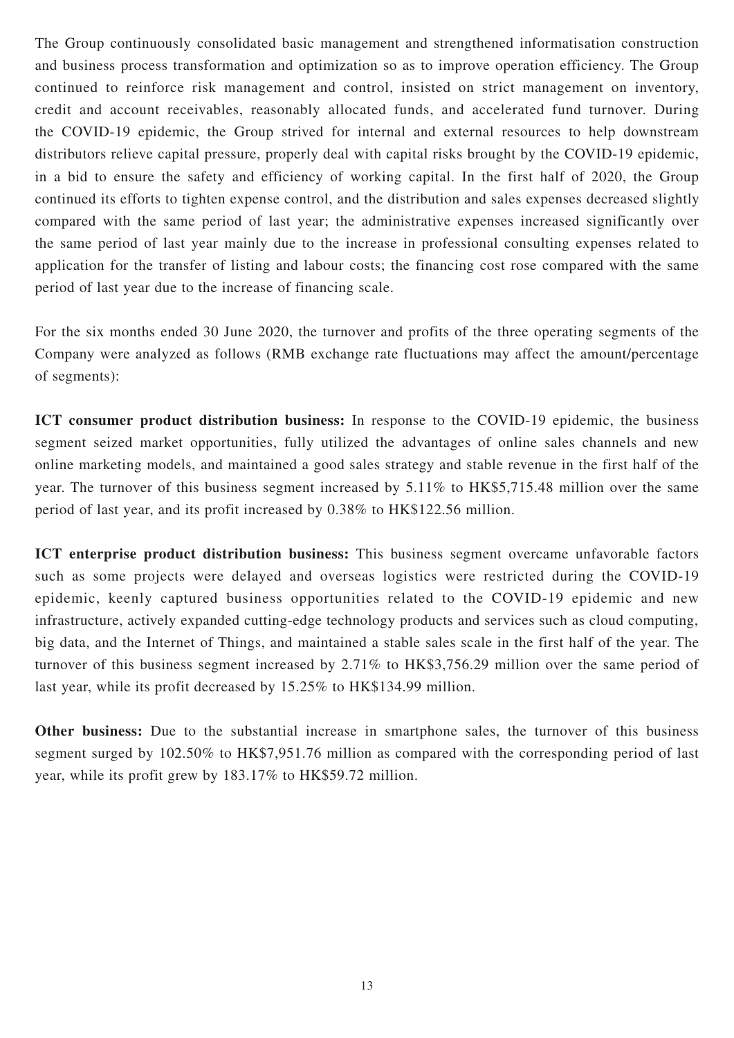The Group continuously consolidated basic management and strengthened informatisation construction and business process transformation and optimization so as to improve operation efficiency. The Group continued to reinforce risk management and control, insisted on strict management on inventory, credit and account receivables, reasonably allocated funds, and accelerated fund turnover. During the COVID-19 epidemic, the Group strived for internal and external resources to help downstream distributors relieve capital pressure, properly deal with capital risks brought by the COVID-19 epidemic, in a bid to ensure the safety and efficiency of working capital. In the first half of 2020, the Group continued its efforts to tighten expense control, and the distribution and sales expenses decreased slightly compared with the same period of last year; the administrative expenses increased significantly over the same period of last year mainly due to the increase in professional consulting expenses related to application for the transfer of listing and labour costs; the financing cost rose compared with the same period of last year due to the increase of financing scale.

For the six months ended 30 June 2020, the turnover and profits of the three operating segments of the Company were analyzed as follows (RMB exchange rate fluctuations may affect the amount/percentage of segments):

**ICT consumer product distribution business:** In response to the COVID-19 epidemic, the business segment seized market opportunities, fully utilized the advantages of online sales channels and new online marketing models, and maintained a good sales strategy and stable revenue in the first half of the year. The turnover of this business segment increased by 5.11% to HK$5,715.48 million over the same period of last year, and its profit increased by 0.38% to HK$122.56 million.

**ICT enterprise product distribution business:** This business segment overcame unfavorable factors such as some projects were delayed and overseas logistics were restricted during the COVID-19 epidemic, keenly captured business opportunities related to the COVID-19 epidemic and new infrastructure, actively expanded cutting-edge technology products and services such as cloud computing, big data, and the Internet of Things, and maintained a stable sales scale in the first half of the year. The turnover of this business segment increased by 2.71% to HK$3,756.29 million over the same period of last year, while its profit decreased by 15.25% to HK$134.99 million.

**Other business:** Due to the substantial increase in smartphone sales, the turnover of this business segment surged by 102.50% to HK$7,951.76 million as compared with the corresponding period of last year, while its profit grew by 183.17% to HK$59.72 million.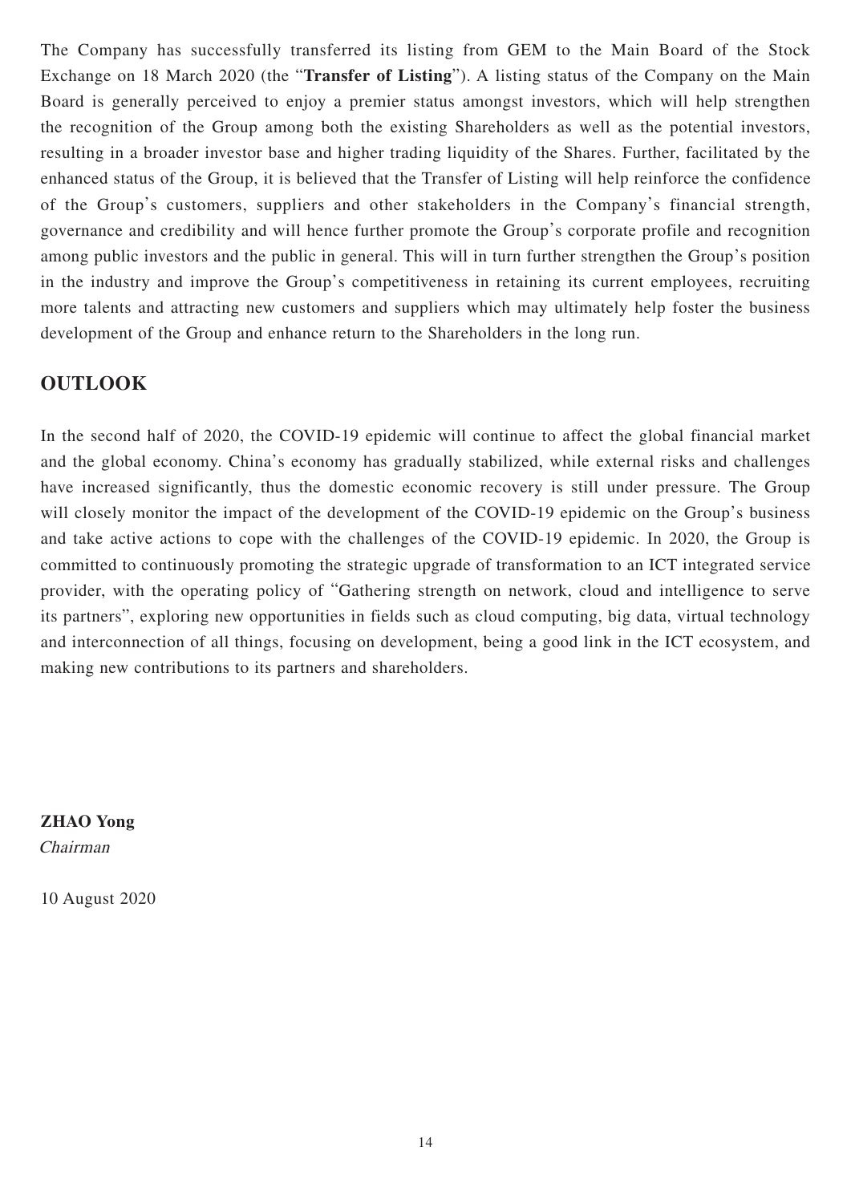The Company has successfully transferred its listing from GEM to the Main Board of the Stock Exchange on 18 March 2020 (the "**Transfer of Listing**"). A listing status of the Company on the Main Board is generally perceived to enjoy a premier status amongst investors, which will help strengthen the recognition of the Group among both the existing Shareholders as well as the potential investors, resulting in a broader investor base and higher trading liquidity of the Shares. Further, facilitated by the enhanced status of the Group, it is believed that the Transfer of Listing will help reinforce the confidence of the Group's customers, suppliers and other stakeholders in the Company's financial strength, governance and credibility and will hence further promote the Group's corporate profile and recognition among public investors and the public in general. This will in turn further strengthen the Group's position in the industry and improve the Group's competitiveness in retaining its current employees, recruiting more talents and attracting new customers and suppliers which may ultimately help foster the business development of the Group and enhance return to the Shareholders in the long run.

## OUTLOOK

In the second half of 2020, the COVID-19 epidemic will continue to affect the global financial market and the global economy. China's economy has gradually stabilized, while external risks and challenges have increased significantly, thus the domestic economic recovery is still under pressure. The Group will closely monitor the impact of the development of the COVID-19 epidemic on the Group's business and take active actions to cope with the challenges of the COVID-19 epidemic. In 2020, the Group is committed to continuously promoting the strategic upgrade of transformation to an ICT integrated service provider, with the operating policy of "Gathering strength on network, cloud and intelligence to serve its partners", exploring new opportunities in fields such as cloud computing, big data, virtual technology and interconnection of all things, focusing on development, being a good link in the ICT ecosystem, and making new contributions to its partners and shareholders.

**ZHAO Yong**
*Chairman*

10 August 2020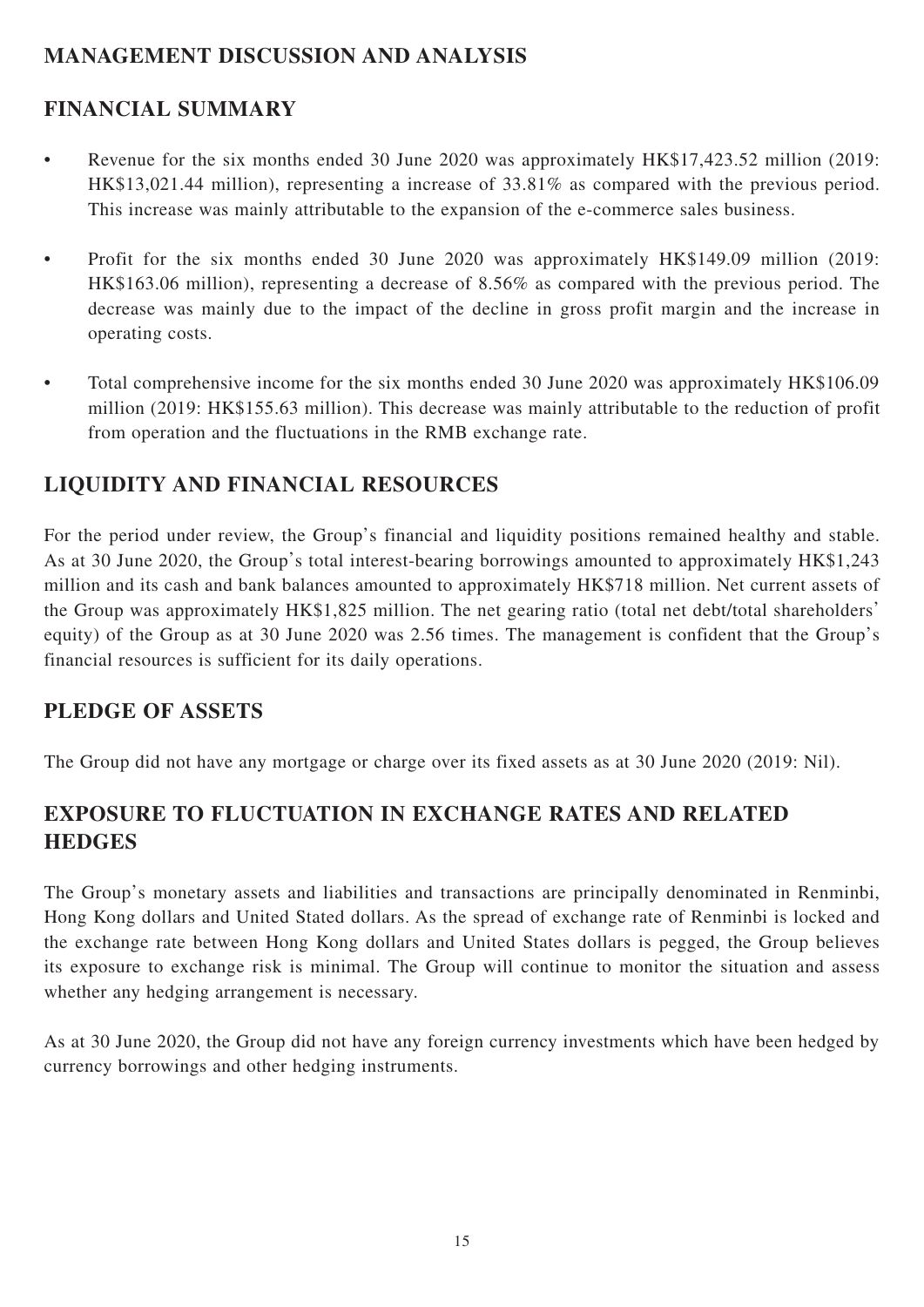# MANAGEMENT DISCUSSION AND ANALYSIS

## FINANCIAL SUMMARY

- Revenue for the six months ended 30 June 2020 was approximately HK$17,423.52 million (2019: HK$13,021.44 million), representing a increase of 33.81% as compared with the previous period. This increase was mainly attributable to the expansion of the e-commerce sales business.
- Profit for the six months ended 30 June 2020 was approximately HK$149.09 million (2019: HK$163.06 million), representing a decrease of 8.56% as compared with the previous period. The decrease was mainly due to the impact of the decline in gross profit margin and the increase in operating costs.
- Total comprehensive income for the six months ended 30 June 2020 was approximately HK$106.09 million (2019: HK$155.63 million). This decrease was mainly attributable to the reduction of profit from operation and the fluctuations in the RMB exchange rate.

## LIQUIDITY AND FINANCIAL RESOURCES

For the period under review, the Group's financial and liquidity positions remained healthy and stable. As at 30 June 2020, the Group's total interest-bearing borrowings amounted to approximately HK$1,243 million and its cash and bank balances amounted to approximately HK$718 million. Net current assets of the Group was approximately HK$1,825 million. The net gearing ratio (total net debt/total shareholders' equity) of the Group as at 30 June 2020 was 2.56 times. The management is confident that the Group's financial resources is sufficient for its daily operations.

## PLEDGE OF ASSETS

The Group did not have any mortgage or charge over its fixed assets as at 30 June 2020 (2019: Nil).

## EXPOSURE TO FLUCTUATION IN EXCHANGE RATES AND RELATED HEDGES

The Group's monetary assets and liabilities and transactions are principally denominated in Renminbi, Hong Kong dollars and United Stated dollars. As the spread of exchange rate of Renminbi is locked and the exchange rate between Hong Kong dollars and United States dollars is pegged, the Group believes its exposure to exchange risk is minimal. The Group will continue to monitor the situation and assess whether any hedging arrangement is necessary.

As at 30 June 2020, the Group did not have any foreign currency investments which have been hedged by currency borrowings and other hedging instruments.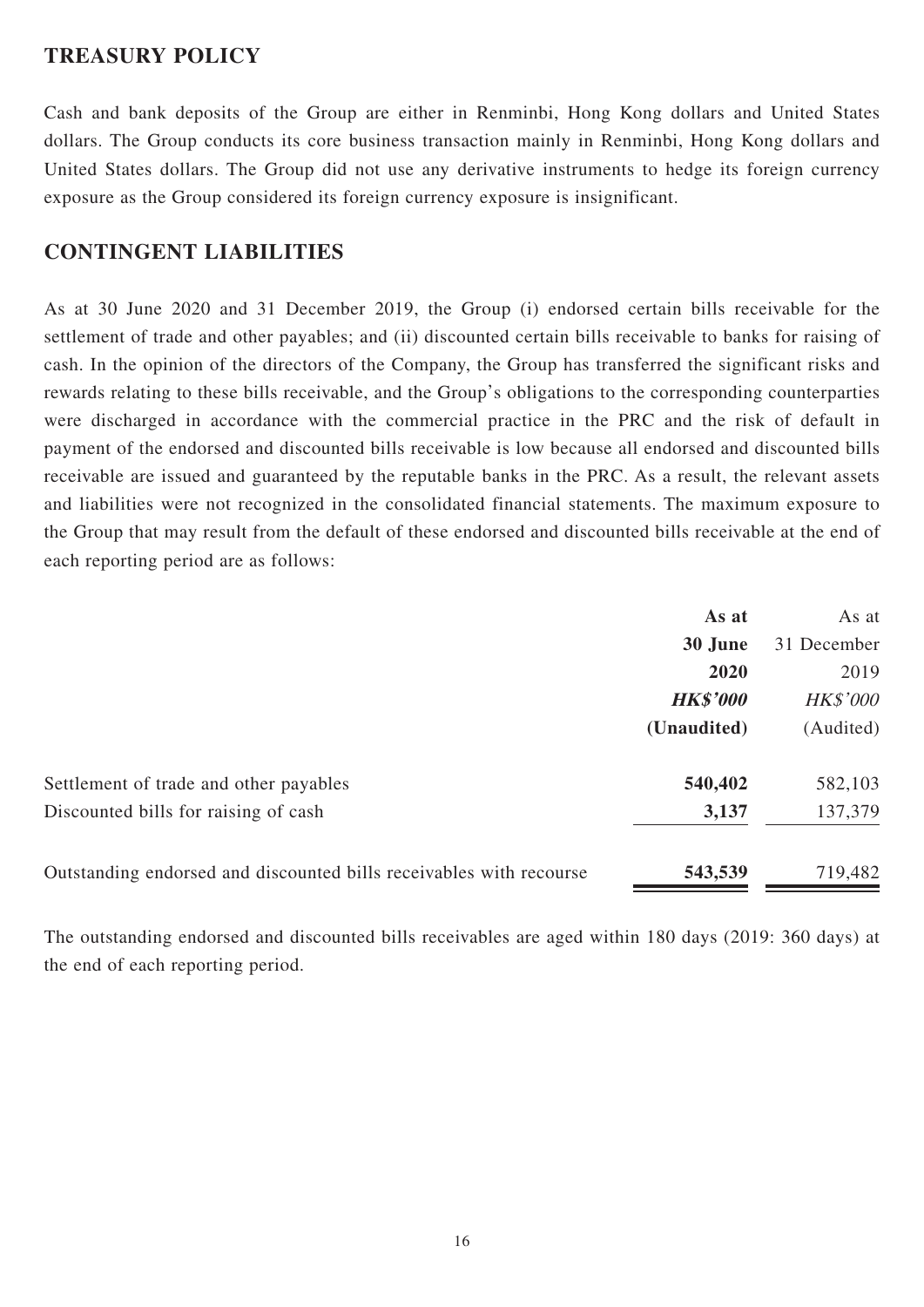## TREASURY POLICY

Cash and bank deposits of the Group are either in Renminbi, Hong Kong dollars and United States dollars. The Group conducts its core business transaction mainly in Renminbi, Hong Kong dollars and United States dollars. The Group did not use any derivative instruments to hedge its foreign currency exposure as the Group considered its foreign currency exposure is insignificant.

## CONTINGENT LIABILITIES

As at 30 June 2020 and 31 December 2019, the Group (i) endorsed certain bills receivable for the settlement of trade and other payables; and (ii) discounted certain bills receivable to banks for raising of cash. In the opinion of the directors of the Company, the Group has transferred the significant risks and rewards relating to these bills receivable, and the Group's obligations to the corresponding counterparties were discharged in accordance with the commercial practice in the PRC and the risk of default in payment of the endorsed and discounted bills receivable is low because all endorsed and discounted bills receivable are issued and guaranteed by the reputable banks in the PRC. As a result, the relevant assets and liabilities were not recognized in the consolidated financial statements. The maximum exposure to the Group that may result from the default of these endorsed and discounted bills receivable at the end of each reporting period are as follows:

| | **As at 30 June 2020** | As at 31 December 2019 |
|---|---|---|
| | ***HK$'000*** | *HK$'000* |
| | **(Unaudited)** | (Audited) |
| Settlement of trade and other payables | **540,402** | 582,103 |
| Discounted bills for raising of cash | **3,137** | 137,379 |
| Outstanding endorsed and discounted bills receivables with recourse | **543,539** | 719,482 |

The outstanding endorsed and discounted bills receivables are aged within 180 days (2019: 360 days) at the end of each reporting period.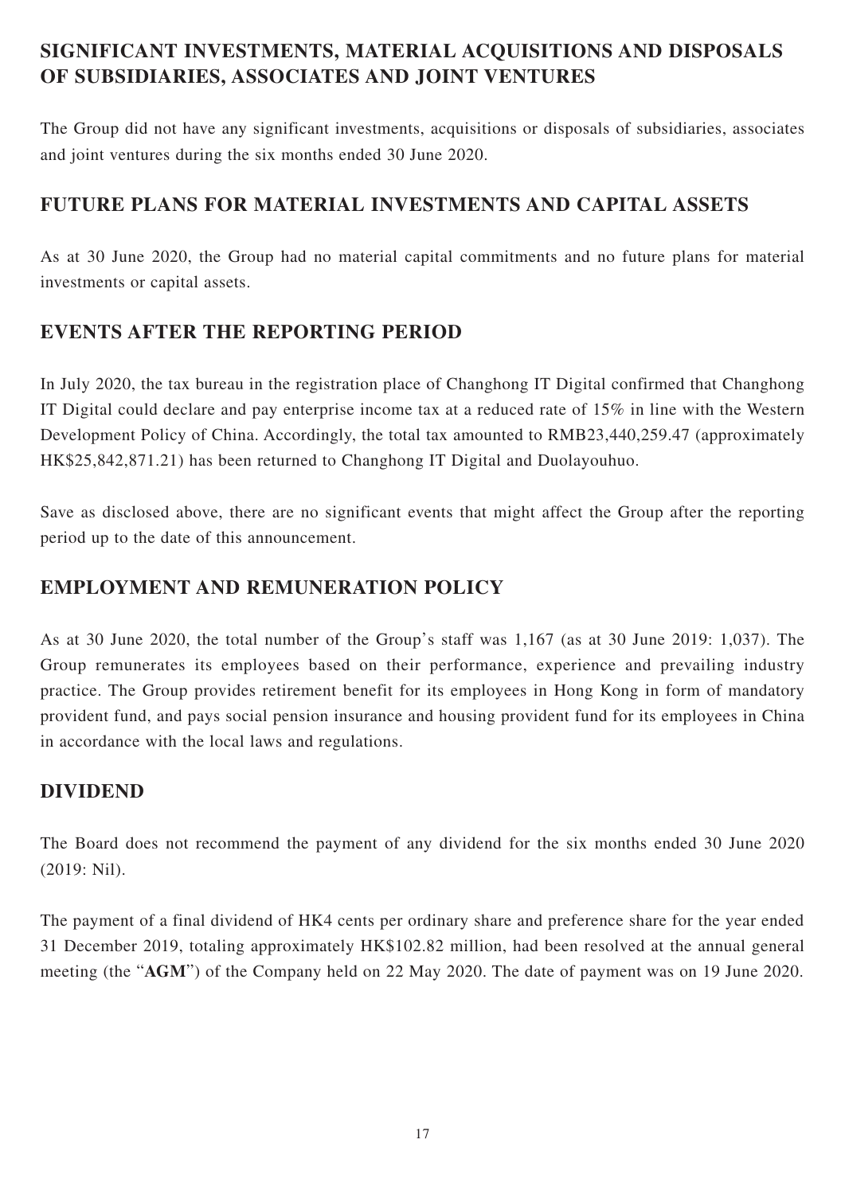## SIGNIFICANT INVESTMENTS, MATERIAL ACQUISITIONS AND DISPOSALS OF SUBSIDIARIES, ASSOCIATES AND JOINT VENTURES

The Group did not have any significant investments, acquisitions or disposals of subsidiaries, associates and joint ventures during the six months ended 30 June 2020.

## FUTURE PLANS FOR MATERIAL INVESTMENTS AND CAPITAL ASSETS

As at 30 June 2020, the Group had no material capital commitments and no future plans for material investments or capital assets.

## EVENTS AFTER THE REPORTING PERIOD

In July 2020, the tax bureau in the registration place of Changhong IT Digital confirmed that Changhong IT Digital could declare and pay enterprise income tax at a reduced rate of 15% in line with the Western Development Policy of China. Accordingly, the total tax amounted to RMB23,440,259.47 (approximately HK$25,842,871.21) has been returned to Changhong IT Digital and Duolayouhuo.

Save as disclosed above, there are no significant events that might affect the Group after the reporting period up to the date of this announcement.

## EMPLOYMENT AND REMUNERATION POLICY

As at 30 June 2020, the total number of the Group's staff was 1,167 (as at 30 June 2019: 1,037). The Group remunerates its employees based on their performance, experience and prevailing industry practice. The Group provides retirement benefit for its employees in Hong Kong in form of mandatory provident fund, and pays social pension insurance and housing provident fund for its employees in China in accordance with the local laws and regulations.

## DIVIDEND

The Board does not recommend the payment of any dividend for the six months ended 30 June 2020 (2019: Nil).

The payment of a final dividend of HK4 cents per ordinary share and preference share for the year ended 31 December 2019, totaling approximately HK$102.82 million, had been resolved at the annual general meeting (the "**AGM**") of the Company held on 22 May 2020. The date of payment was on 19 June 2020.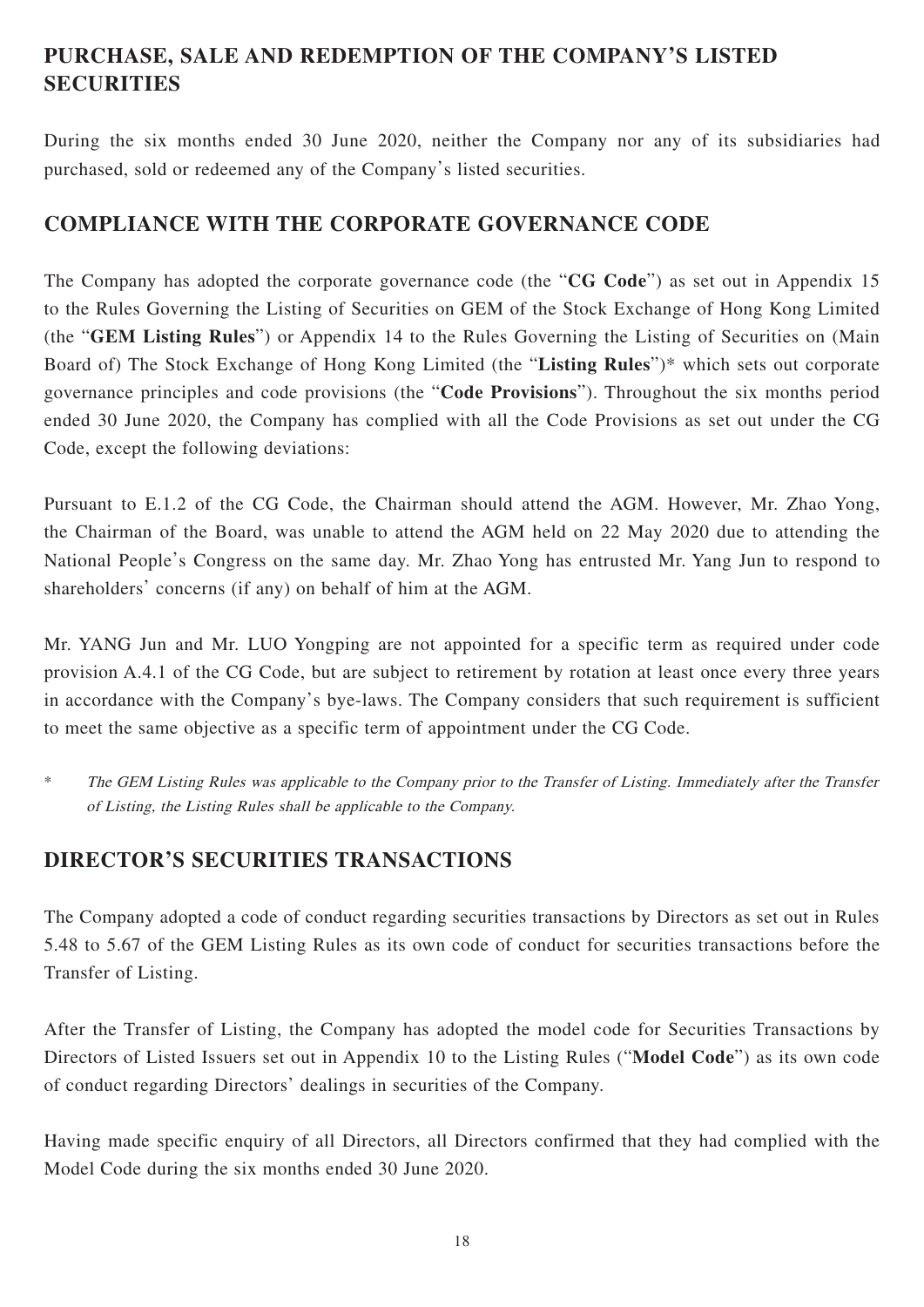## PURCHASE, SALE AND REDEMPTION OF THE COMPANY'S LISTED SECURITIES

During the six months ended 30 June 2020, neither the Company nor any of its subsidiaries had purchased, sold or redeemed any of the Company's listed securities.

## COMPLIANCE WITH THE CORPORATE GOVERNANCE CODE

The Company has adopted the corporate governance code (the "**CG Code**") as set out in Appendix 15 to the Rules Governing the Listing of Securities on GEM of the Stock Exchange of Hong Kong Limited (the "**GEM Listing Rules**") or Appendix 14 to the Rules Governing the Listing of Securities on (Main Board of) The Stock Exchange of Hong Kong Limited (the "**Listing Rules**")* which sets out corporate governance principles and code provisions (the "**Code Provisions**"). Throughout the six months period ended 30 June 2020, the Company has complied with all the Code Provisions as set out under the CG Code, except the following deviations:

Pursuant to E.1.2 of the CG Code, the Chairman should attend the AGM. However, Mr. Zhao Yong, the Chairman of the Board, was unable to attend the AGM held on 22 May 2020 due to attending the National People's Congress on the same day. Mr. Zhao Yong has entrusted Mr. Yang Jun to respond to shareholders' concerns (if any) on behalf of him at the AGM.

Mr. YANG Jun and Mr. LUO Yongping are not appointed for a specific term as required under code provision A.4.1 of the CG Code, but are subject to retirement by rotation at least once every three years in accordance with the Company's bye-laws. The Company considers that such requirement is sufficient to meet the same objective as a specific term of appointment under the CG Code.

\* *The GEM Listing Rules was applicable to the Company prior to the Transfer of Listing. Immediately after the Transfer of Listing, the Listing Rules shall be applicable to the Company.*

## DIRECTOR'S SECURITIES TRANSACTIONS

The Company adopted a code of conduct regarding securities transactions by Directors as set out in Rules 5.48 to 5.67 of the GEM Listing Rules as its own code of conduct for securities transactions before the Transfer of Listing.

After the Transfer of Listing, the Company has adopted the model code for Securities Transactions by Directors of Listed Issuers set out in Appendix 10 to the Listing Rules ("**Model Code**") as its own code of conduct regarding Directors' dealings in securities of the Company.

Having made specific enquiry of all Directors, all Directors confirmed that they had complied with the Model Code during the six months ended 30 June 2020.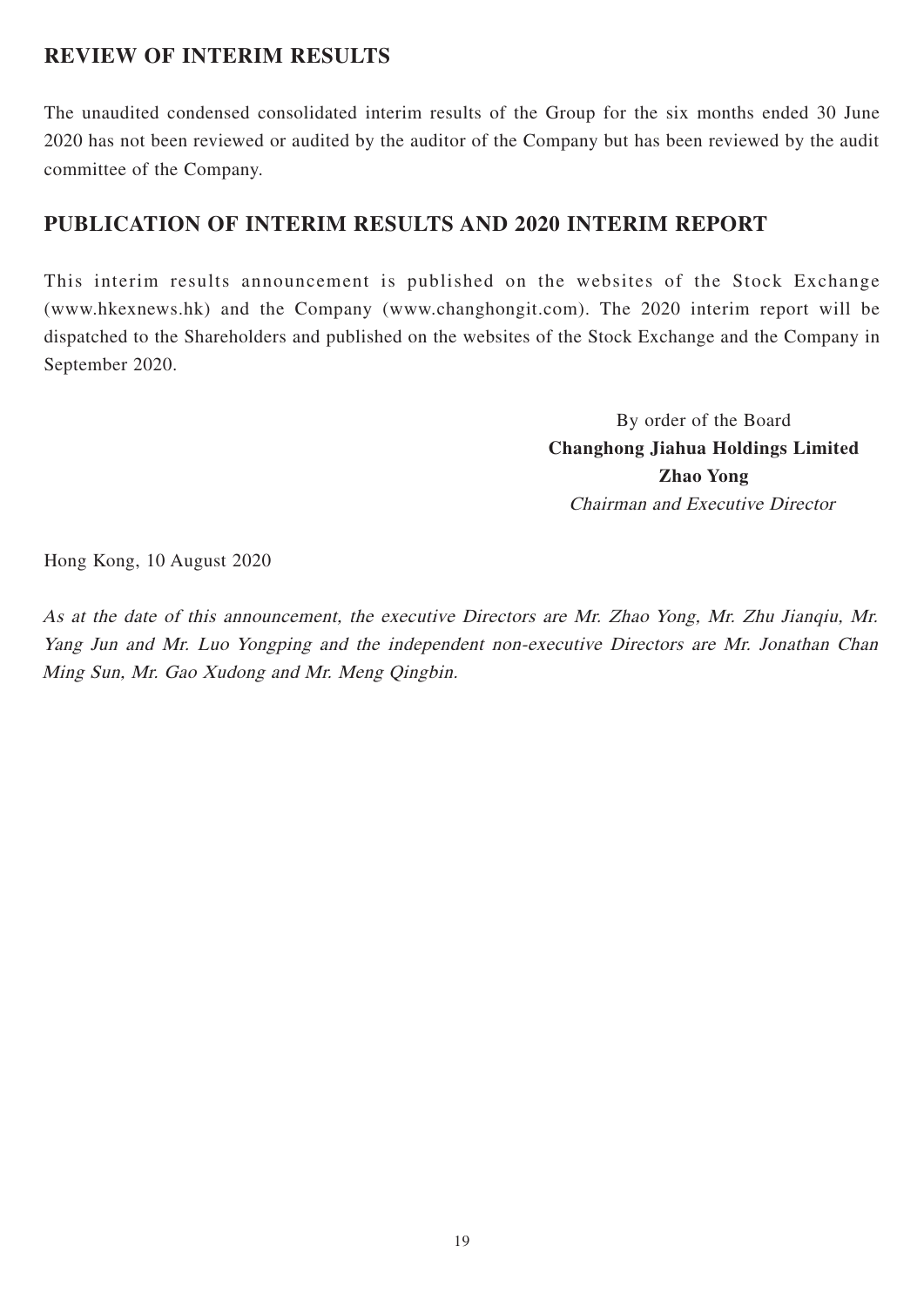## REVIEW OF INTERIM RESULTS

The unaudited condensed consolidated interim results of the Group for the six months ended 30 June 2020 has not been reviewed or audited by the auditor of the Company but has been reviewed by the audit committee of the Company.

## PUBLICATION OF INTERIM RESULTS AND 2020 INTERIM REPORT

This interim results announcement is published on the websites of the Stock Exchange (www.hkexnews.hk) and the Company (www.changhongit.com). The 2020 interim report will be dispatched to the Shareholders and published on the websites of the Stock Exchange and the Company in September 2020.

By order of the Board
**Changhong Jiahua Holdings Limited**
**Zhao Yong**
*Chairman and Executive Director*

Hong Kong, 10 August 2020

*As at the date of this announcement, the executive Directors are Mr. Zhao Yong, Mr. Zhu Jianqiu, Mr. Yang Jun and Mr. Luo Yongping and the independent non-executive Directors are Mr. Jonathan Chan Ming Sun, Mr. Gao Xudong and Mr. Meng Qingbin.*